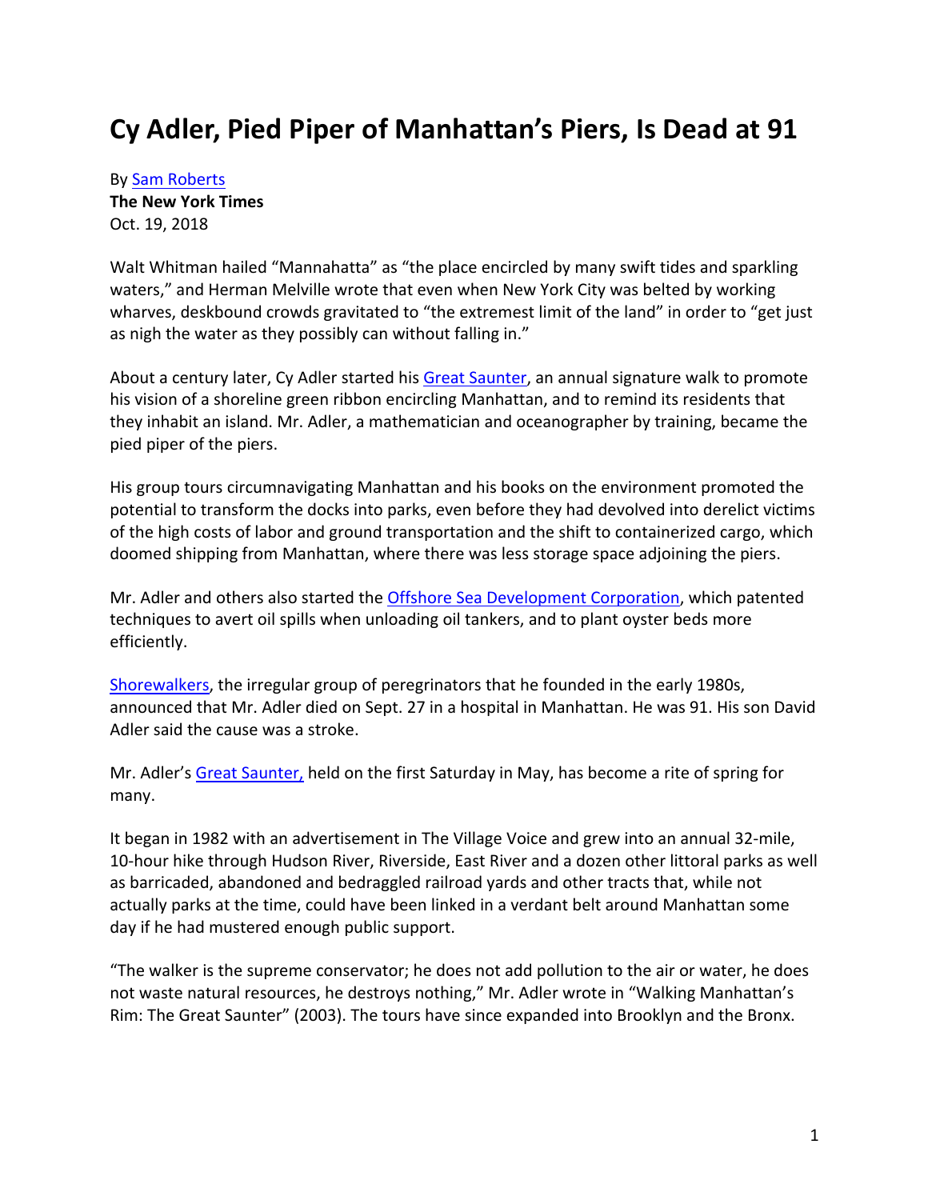# Cy Adler, Pied Piper of Manhattan's Piers, Is Dead at 91

By Sam Roberts
**The New York Times**
Oct. 19, 2018

Walt Whitman hailed "Mannahatta" as "the place encircled by many swift tides and sparkling waters," and Herman Melville wrote that even when New York City was belted by working wharves, deskbound crowds gravitated to "the extremest limit of the land" in order to "get just as nigh the water as they possibly can without falling in."

About a century later, Cy Adler started his Great Saunter, an annual signature walk to promote his vision of a shoreline green ribbon encircling Manhattan, and to remind its residents that they inhabit an island. Mr. Adler, a mathematician and oceanographer by training, became the pied piper of the piers.

His group tours circumnavigating Manhattan and his books on the environment promoted the potential to transform the docks into parks, even before they had devolved into derelict victims of the high costs of labor and ground transportation and the shift to containerized cargo, which doomed shipping from Manhattan, where there was less storage space adjoining the piers.

Mr. Adler and others also started the Offshore Sea Development Corporation, which patented techniques to avert oil spills when unloading oil tankers, and to plant oyster beds more efficiently.

Shorewalkers, the irregular group of peregrinators that he founded in the early 1980s, announced that Mr. Adler died on Sept. 27 in a hospital in Manhattan. He was 91. His son David Adler said the cause was a stroke.

Mr. Adler's Great Saunter, held on the first Saturday in May, has become a rite of spring for many.

It began in 1982 with an advertisement in The Village Voice and grew into an annual 32-mile, 10-hour hike through Hudson River, Riverside, East River and a dozen other littoral parks as well as barricaded, abandoned and bedraggled railroad yards and other tracts that, while not actually parks at the time, could have been linked in a verdant belt around Manhattan some day if he had mustered enough public support.

"The walker is the supreme conservator; he does not add pollution to the air or water, he does not waste natural resources, he destroys nothing," Mr. Adler wrote in "Walking Manhattan's Rim: The Great Saunter" (2003). The tours have since expanded into Brooklyn and the Bronx.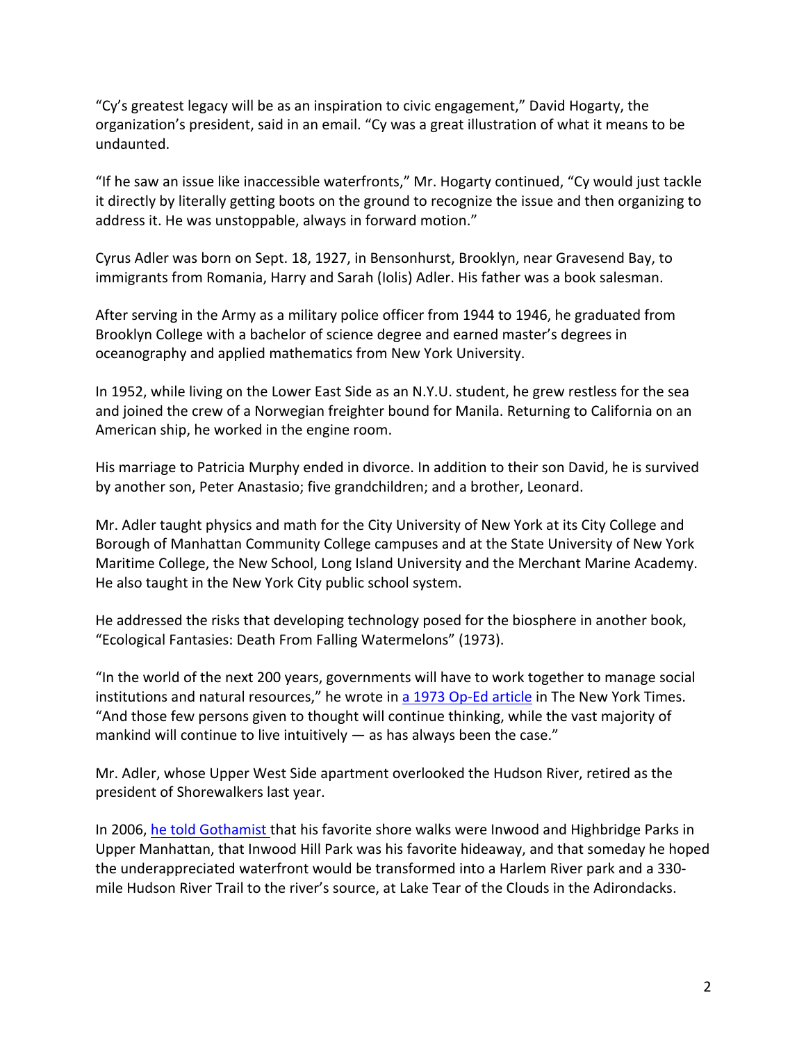"Cy's greatest legacy will be as an inspiration to civic engagement," David Hogarty, the organization's president, said in an email. "Cy was a great illustration of what it means to be undaunted.

"If he saw an issue like inaccessible waterfronts," Mr. Hogarty continued, "Cy would just tackle it directly by literally getting boots on the ground to recognize the issue and then organizing to address it. He was unstoppable, always in forward motion."

Cyrus Adler was born on Sept. 18, 1927, in Bensonhurst, Brooklyn, near Gravesend Bay, to immigrants from Romania, Harry and Sarah (Iolis) Adler. His father was a book salesman.

After serving in the Army as a military police officer from 1944 to 1946, he graduated from Brooklyn College with a bachelor of science degree and earned master's degrees in oceanography and applied mathematics from New York University.

In 1952, while living on the Lower East Side as an N.Y.U. student, he grew restless for the sea and joined the crew of a Norwegian freighter bound for Manila. Returning to California on an American ship, he worked in the engine room.

His marriage to Patricia Murphy ended in divorce. In addition to their son David, he is survived by another son, Peter Anastasio; five grandchildren; and a brother, Leonard.

Mr. Adler taught physics and math for the City University of New York at its City College and Borough of Manhattan Community College campuses and at the State University of New York Maritime College, the New School, Long Island University and the Merchant Marine Academy. He also taught in the New York City public school system.

He addressed the risks that developing technology posed for the biosphere in another book, "Ecological Fantasies: Death From Falling Watermelons" (1973).

"In the world of the next 200 years, governments will have to work together to manage social institutions and natural resources," he wrote in [a 1973 Op-Ed article](#) in The New York Times. "And those few persons given to thought will continue thinking, while the vast majority of mankind will continue to live intuitively — as has always been the case."

Mr. Adler, whose Upper West Side apartment overlooked the Hudson River, retired as the president of Shorewalkers last year.

In 2006, [he told Gothamist](#) that his favorite shore walks were Inwood and Highbridge Parks in Upper Manhattan, that Inwood Hill Park was his favorite hideaway, and that someday he hoped the underappreciated waterfront would be transformed into a Harlem River park and a 330-mile Hudson River Trail to the river's source, at Lake Tear of the Clouds in the Adirondacks.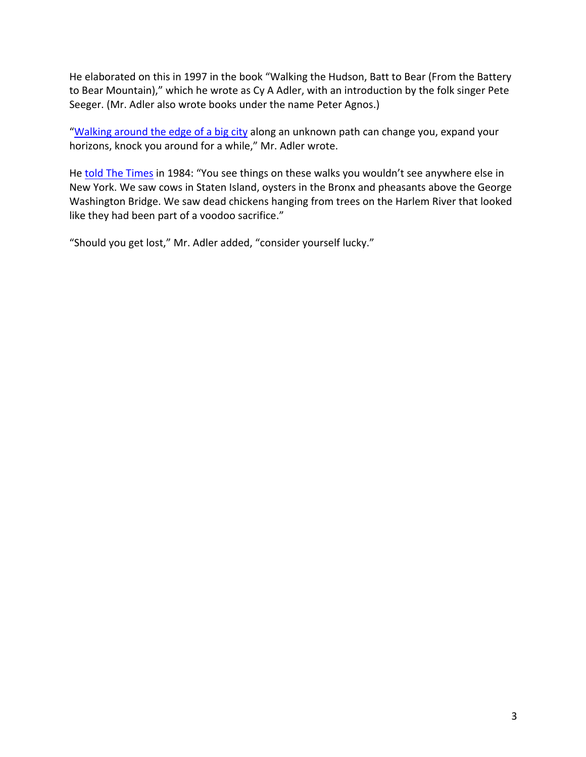He elaborated on this in 1997 in the book "Walking the Hudson, Batt to Bear (From the Battery to Bear Mountain)," which he wrote as Cy A Adler, with an introduction by the folk singer Pete Seeger. (Mr. Adler also wrote books under the name Peter Agnos.)

"Walking around the edge of a big city along an unknown path can change you, expand your horizons, knock you around for a while," Mr. Adler wrote.

He told The Times in 1984: "You see things on these walks you wouldn't see anywhere else in New York. We saw cows in Staten Island, oysters in the Bronx and pheasants above the George Washington Bridge. We saw dead chickens hanging from trees on the Harlem River that looked like they had been part of a voodoo sacrifice."

"Should you get lost," Mr. Adler added, "consider yourself lucky."